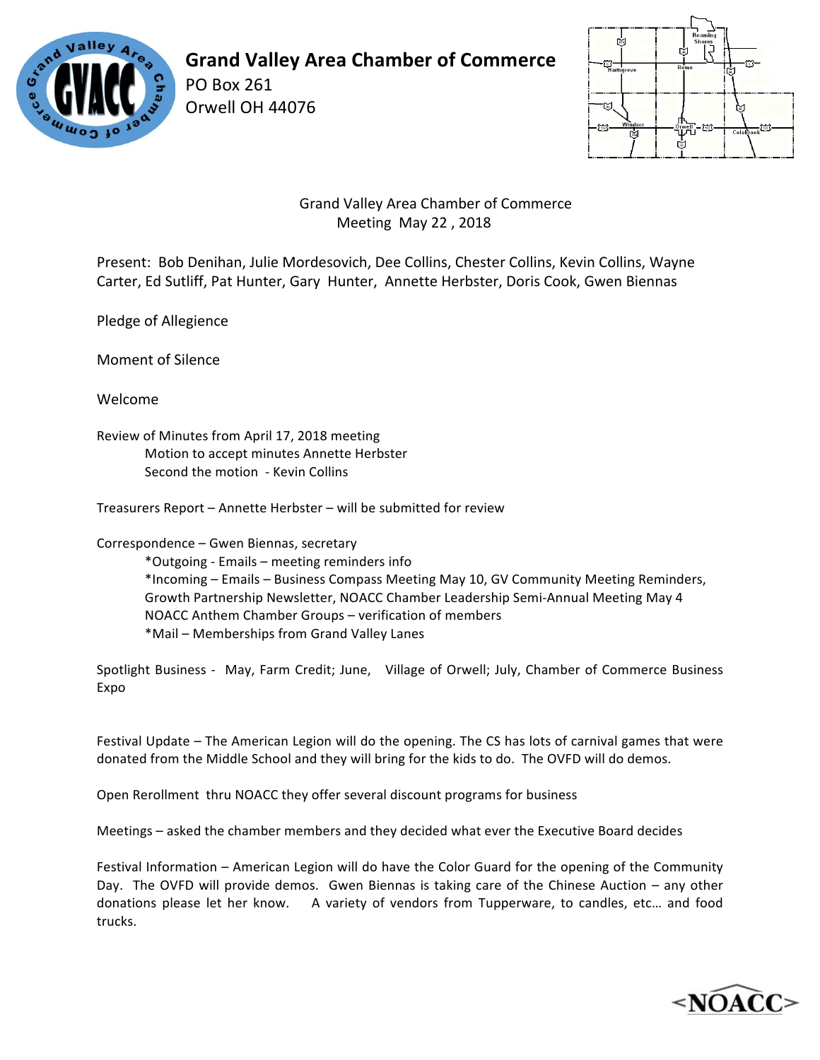# Grand Valley Area Chamber of Commerce

PO Box 261
Orwell OH 44076

Grand Valley Area Chamber of Commerce
Meeting May 22 , 2018

Present: Bob Denihan, Julie Mordesovich, Dee Collins, Chester Collins, Kevin Collins, Wayne Carter, Ed Sutliff, Pat Hunter, Gary Hunter, Annette Herbster, Doris Cook, Gwen Biennas

Pledge of Allegience

Moment of Silence

Welcome

Review of Minutes from April 17, 2018 meeting
Motion to accept minutes Annette Herbster
Second the motion - Kevin Collins

Treasurers Report – Annette Herbster – will be submitted for review

Correspondence – Gwen Biennas, secretary
*Outgoing - Emails – meeting reminders info
*Incoming – Emails – Business Compass Meeting May 10, GV Community Meeting Reminders, Growth Partnership Newsletter, NOACC Chamber Leadership Semi-Annual Meeting May 4 NOACC Anthem Chamber Groups – verification of members
*Mail – Memberships from Grand Valley Lanes

Spotlight Business - May, Farm Credit; June, Village of Orwell; July, Chamber of Commerce Business Expo

Festival Update – The American Legion will do the opening. The CS has lots of carnival games that were donated from the Middle School and they will bring for the kids to do. The OVFD will do demos.

Open Rerollment thru NOACC they offer several discount programs for business

Meetings – asked the chamber members and they decided what ever the Executive Board decides

Festival Information – American Legion will do have the Color Guard for the opening of the Community Day. The OVFD will provide demos. Gwen Biennas is taking care of the Chinese Auction – any other donations please let her know. A variety of vendors from Tupperware, to candles, etc… and food trucks.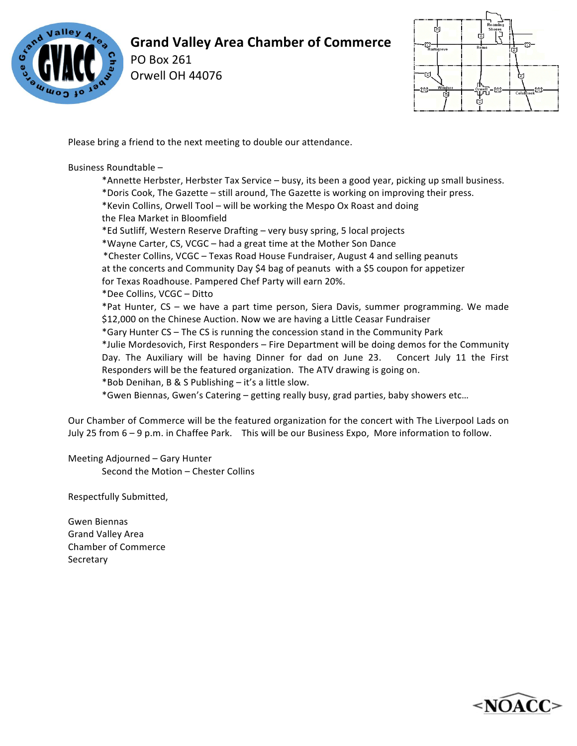# Grand Valley Area Chamber of Commerce

PO Box 261
Orwell OH 44076

Please bring a friend to the next meeting to double our attendance.

Business Roundtable –

*Annette Herbster, Herbster Tax Service – busy, its been a good year, picking up small business.
*Doris Cook, The Gazette – still around, The Gazette is working on improving their press.
*Kevin Collins, Orwell Tool – will be working the Mespo Ox Roast and doing the Flea Market in Bloomfield
*Ed Sutliff, Western Reserve Drafting – very busy spring, 5 local projects
*Wayne Carter, CS, VCGC – had a great time at the Mother Son Dance
*Chester Collins, VCGC – Texas Road House Fundraiser, August 4 and selling peanuts at the concerts and Community Day $4 bag of peanuts with a $5 coupon for appetizer for Texas Roadhouse. Pampered Chef Party will earn 20%.
*Dee Collins, VCGC – Ditto
*Pat Hunter, CS – we have a part time person, Siera Davis, summer programming. We made $12,000 on the Chinese Auction. Now we are having a Little Ceasar Fundraiser
*Gary Hunter CS – The CS is running the concession stand in the Community Park
*Julie Mordesovich, First Responders – Fire Department will be doing demos for the Community Day. The Auxiliary will be having Dinner for dad on June 23. Concert July 11 the First Responders will be the featured organization. The ATV drawing is going on.
*Bob Denihan, B & S Publishing – it's a little slow.
*Gwen Biennas, Gwen's Catering – getting really busy, grad parties, baby showers etc…

Our Chamber of Commerce will be the featured organization for the concert with The Liverpool Lads on July 25 from 6 – 9 p.m. in Chaffee Park. This will be our Business Expo, More information to follow.

Meeting Adjourned – Gary Hunter
Second the Motion – Chester Collins

Respectfully Submitted,

Gwen Biennas
Grand Valley Area
Chamber of Commerce
Secretary